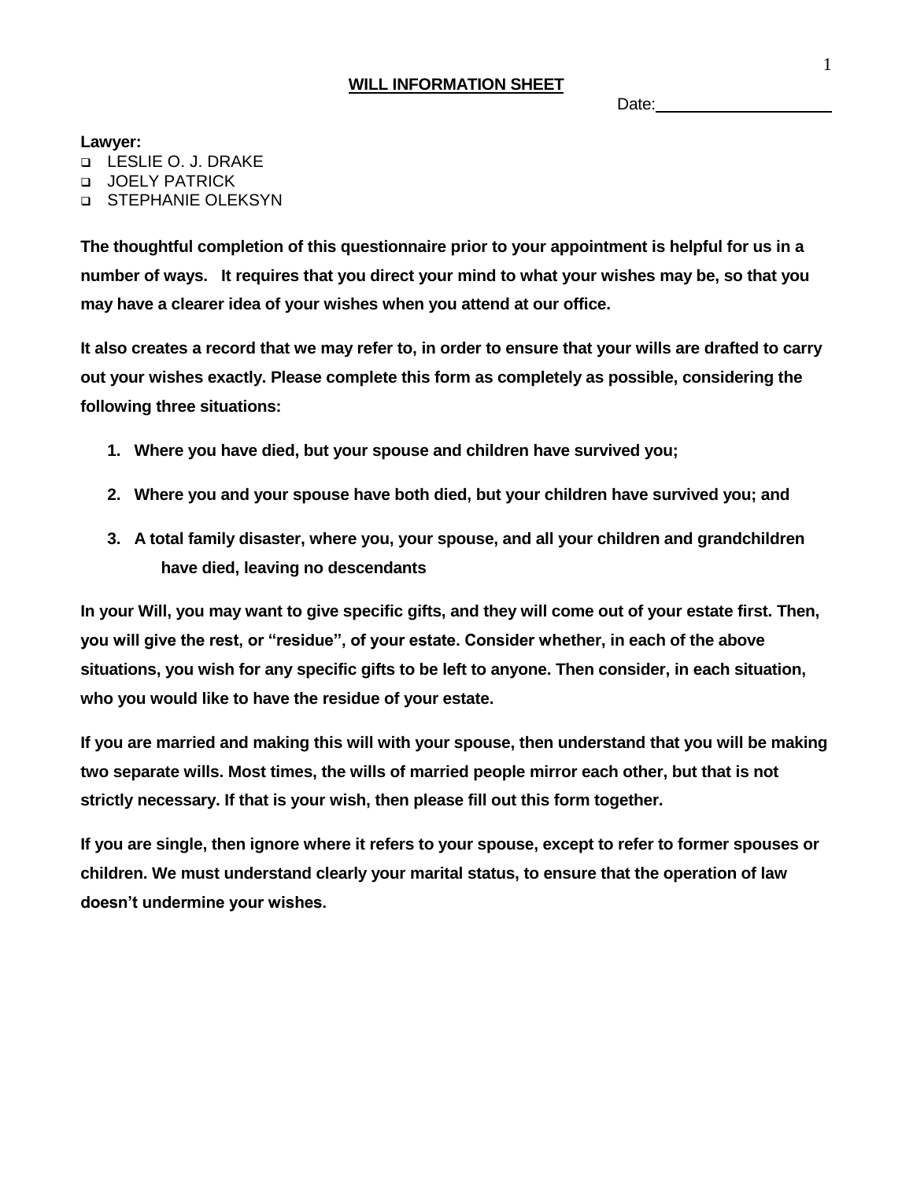# WILL INFORMATION SHEET

Date: ____________________

**Lawyer:**

- ☐ LESLIE O. J. DRAKE
- ☐ JOELY PATRICK
- ☐ STEPHANIE OLEKSYN

**The thoughtful completion of this questionnaire prior to your appointment is helpful for us in a number of ways. It requires that you direct your mind to what your wishes may be, so that you may have a clearer idea of your wishes when you attend at our office.**

**It also creates a record that we may refer to, in order to ensure that your wills are drafted to carry out your wishes exactly. Please complete this form as completely as possible, considering the following three situations:**

1. **Where you have died, but your spouse and children have survived you;**
2. **Where you and your spouse have both died, but your children have survived you; and**
3. **A total family disaster, where you, your spouse, and all your children and grandchildren have died, leaving no descendants**

**In your Will, you may want to give specific gifts, and they will come out of your estate first. Then, you will give the rest, or "residue", of your estate. Consider whether, in each of the above situations, you wish for any specific gifts to be left to anyone. Then consider, in each situation, who you would like to have the residue of your estate.**

**If you are married and making this will with your spouse, then understand that you will be making two separate wills. Most times, the wills of married people mirror each other, but that is not strictly necessary. If that is your wish, then please fill out this form together.**

**If you are single, then ignore where it refers to your spouse, except to refer to former spouses or children. We must understand clearly your marital status, to ensure that the operation of law doesn't undermine your wishes.**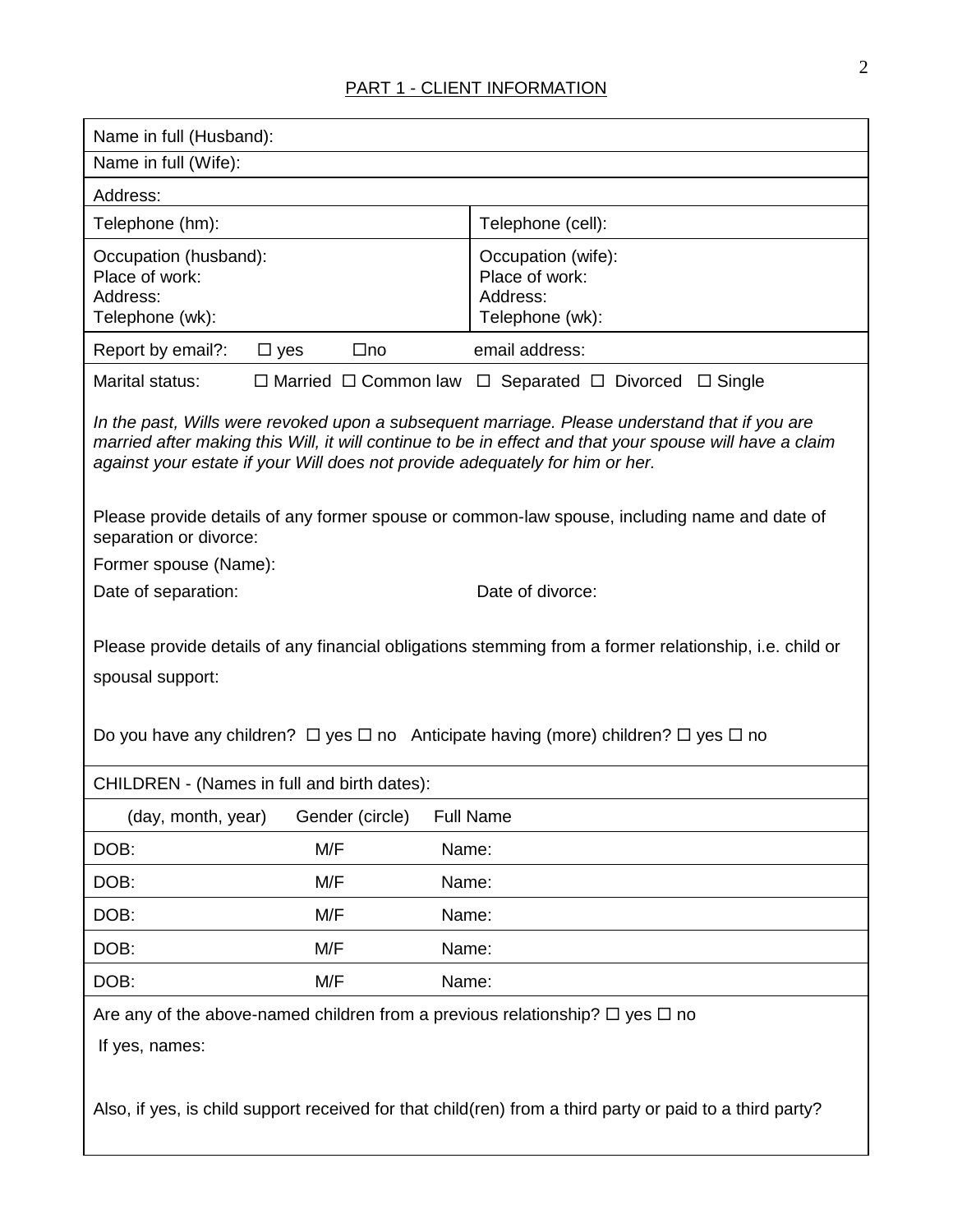## PART 1 - CLIENT INFORMATION

| | |
|---|---|
| Name in full (Husband): | |
| Name in full (Wife): | |
| Address: | |
| Telephone (hm): | Telephone (cell): |
| Occupation (husband):<br>Place of work:<br>Address:<br>Telephone (wk): | Occupation (wife):<br>Place of work:<br>Address:<br>Telephone (wk): |
| Report by email?: ☐ yes ☐no | email address: |

Marital status: ☐ Married ☐ Common law ☐ Separated ☐ Divorced ☐ Single

*In the past, Wills were revoked upon a subsequent marriage. Please understand that if you are married after making this Will, it will continue to be in effect and that your spouse will have a claim against your estate if your Will does not provide adequately for him or her.*

Please provide details of any former spouse or common-law spouse, including name and date of separation or divorce:

Former spouse (Name):

Date of separation: Date of divorce:

Please provide details of any financial obligations stemming from a former relationship, i.e. child or spousal support:

Do you have any children? ☐ yes ☐ no Anticipate having (more) children? ☐ yes ☐ no

CHILDREN - (Names in full and birth dates):

| (day, month, year) | Gender (circle) | Full Name |
|---|---|---|
| DOB: | M/F | Name: |
| DOB: | M/F | Name: |
| DOB: | M/F | Name: |
| DOB: | M/F | Name: |
| DOB: | M/F | Name: |

Are any of the above-named children from a previous relationship? ☐ yes ☐ no

If yes, names:

Also, if yes, is child support received for that child(ren) from a third party or paid to a third party?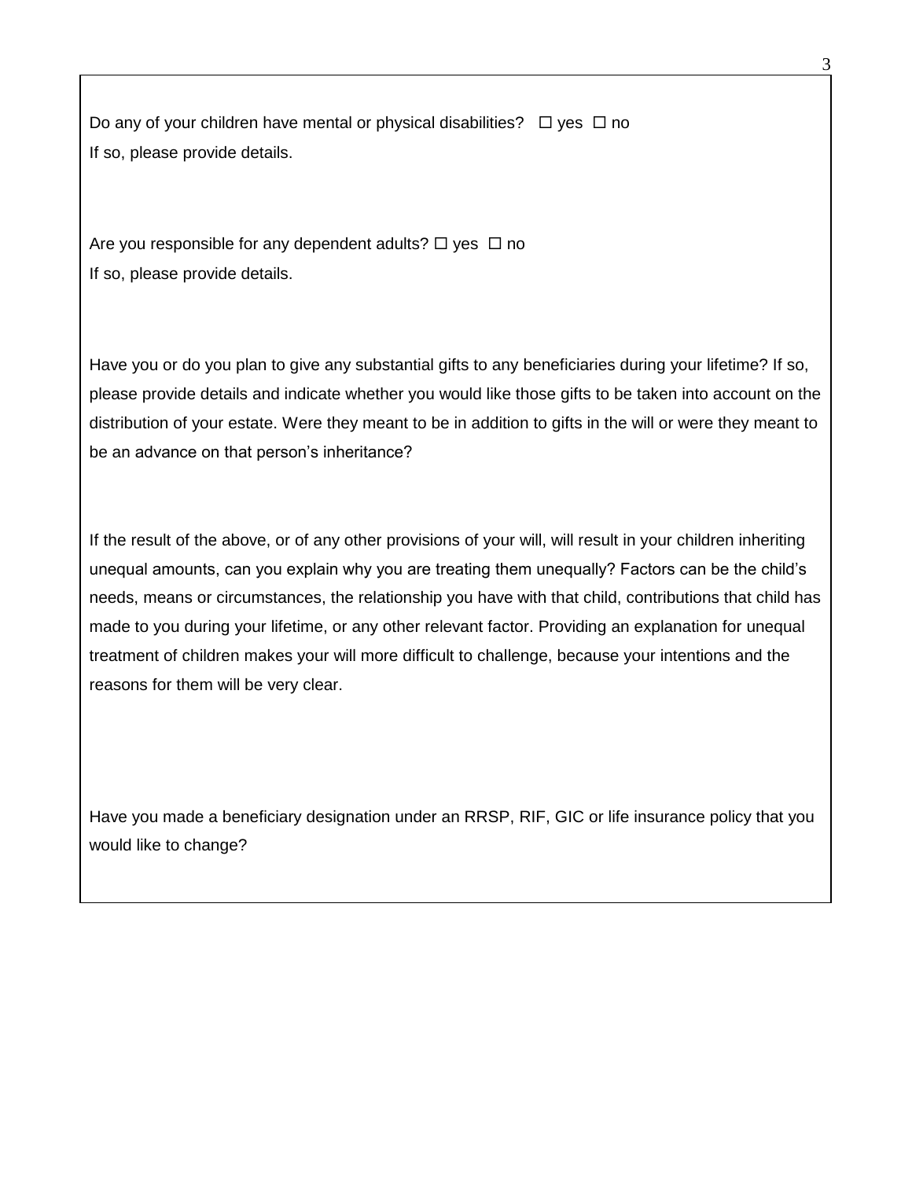Do any of your children have mental or physical disabilities? ☐ yes ☐ no
If so, please provide details.

Are you responsible for any dependent adults? ☐ yes ☐ no
If so, please provide details.

Have you or do you plan to give any substantial gifts to any beneficiaries during your lifetime? If so, please provide details and indicate whether you would like those gifts to be taken into account on the distribution of your estate. Were they meant to be in addition to gifts in the will or were they meant to be an advance on that person's inheritance?

If the result of the above, or of any other provisions of your will, will result in your children inheriting unequal amounts, can you explain why you are treating them unequally? Factors can be the child's needs, means or circumstances, the relationship you have with that child, contributions that child has made to you during your lifetime, or any other relevant factor. Providing an explanation for unequal treatment of children makes your will more difficult to challenge, because your intentions and the reasons for them will be very clear.

Have you made a beneficiary designation under an RRSP, RIF, GIC or life insurance policy that you would like to change?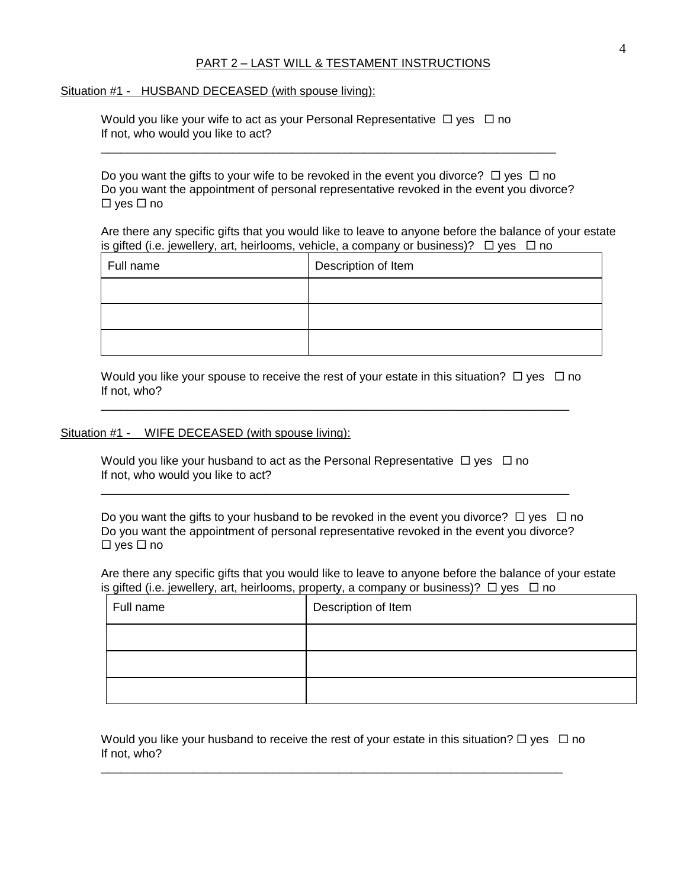## PART 2 – LAST WILL & TESTAMENT INSTRUCTIONS

Situation #1 - HUSBAND DECEASED (with spouse living):

Would you like your wife to act as your Personal Representative ☐ yes ☐ no
If not, who would you like to act?

_______________________________________________________________________

Do you want the gifts to your wife to be revoked in the event you divorce? ☐ yes ☐ no
Do you want the appointment of personal representative revoked in the event you divorce?
☐ yes ☐ no

Are there any specific gifts that you would like to leave to anyone before the balance of your estate is gifted (i.e. jewellery, art, heirlooms, vehicle, a company or business)? ☐ yes ☐ no

| Full name | Description of Item |
| --- | --- |
| | |
| | |
| | |

Would you like your spouse to receive the rest of your estate in this situation? ☐ yes ☐ no
If not, who?

_______________________________________________________________________

Situation #1 - WIFE DECEASED (with spouse living):

Would you like your husband to act as the Personal Representative ☐ yes ☐ no
If not, who would you like to act?

_______________________________________________________________________

Do you want the gifts to your husband to be revoked in the event you divorce? ☐ yes ☐ no
Do you want the appointment of personal representative revoked in the event you divorce?
☐ yes ☐ no

Are there any specific gifts that you would like to leave to anyone before the balance of your estate is gifted (i.e. jewellery, art, heirlooms, property, a company or business)? ☐ yes ☐ no

| Full name | Description of Item |
| --- | --- |
| | |
| | |
| | |

Would you like your husband to receive the rest of your estate in this situation? ☐ yes ☐ no
If not, who?

_______________________________________________________________________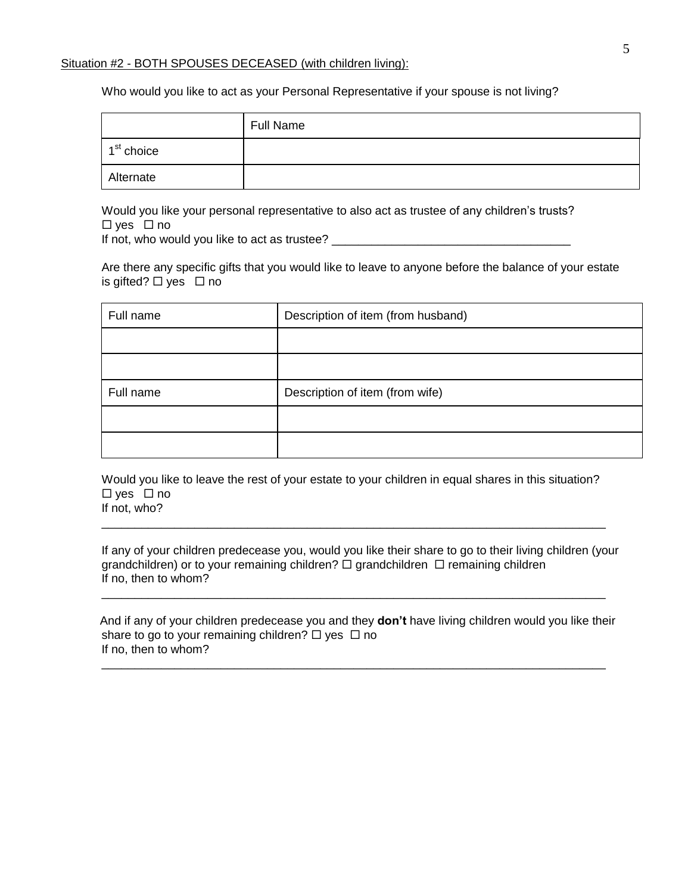Situation #2 - BOTH SPOUSES DECEASED (with children living):

Who would you like to act as your Personal Representative if your spouse is not living?

| | Full Name |
|---|---|
| 1st choice | |
| Alternate | |

Would you like your personal representative to also act as trustee of any children's trusts?
☐ yes ☐ no
If not, who would you like to act as trustee? ___________________________________

Are there any specific gifts that you would like to leave to anyone before the balance of your estate is gifted? ☐ yes ☐ no

| Full name | Description of item (from husband) |
|---|---|
| | |
| | |
| Full name | Description of item (from wife) |
| | |
| | |

Would you like to leave the rest of your estate to your children in equal shares in this situation?
☐ yes ☐ no
If not, who?
_____________________________________________________________________________

If any of your children predecease you, would you like their share to go to their living children (your grandchildren) or to your remaining children? ☐ grandchildren ☐ remaining children
If no, then to whom?
_____________________________________________________________________________

And if any of your children predecease you and they **don't** have living children would you like their share to go to your remaining children? ☐ yes ☐ no
If no, then to whom?
_____________________________________________________________________________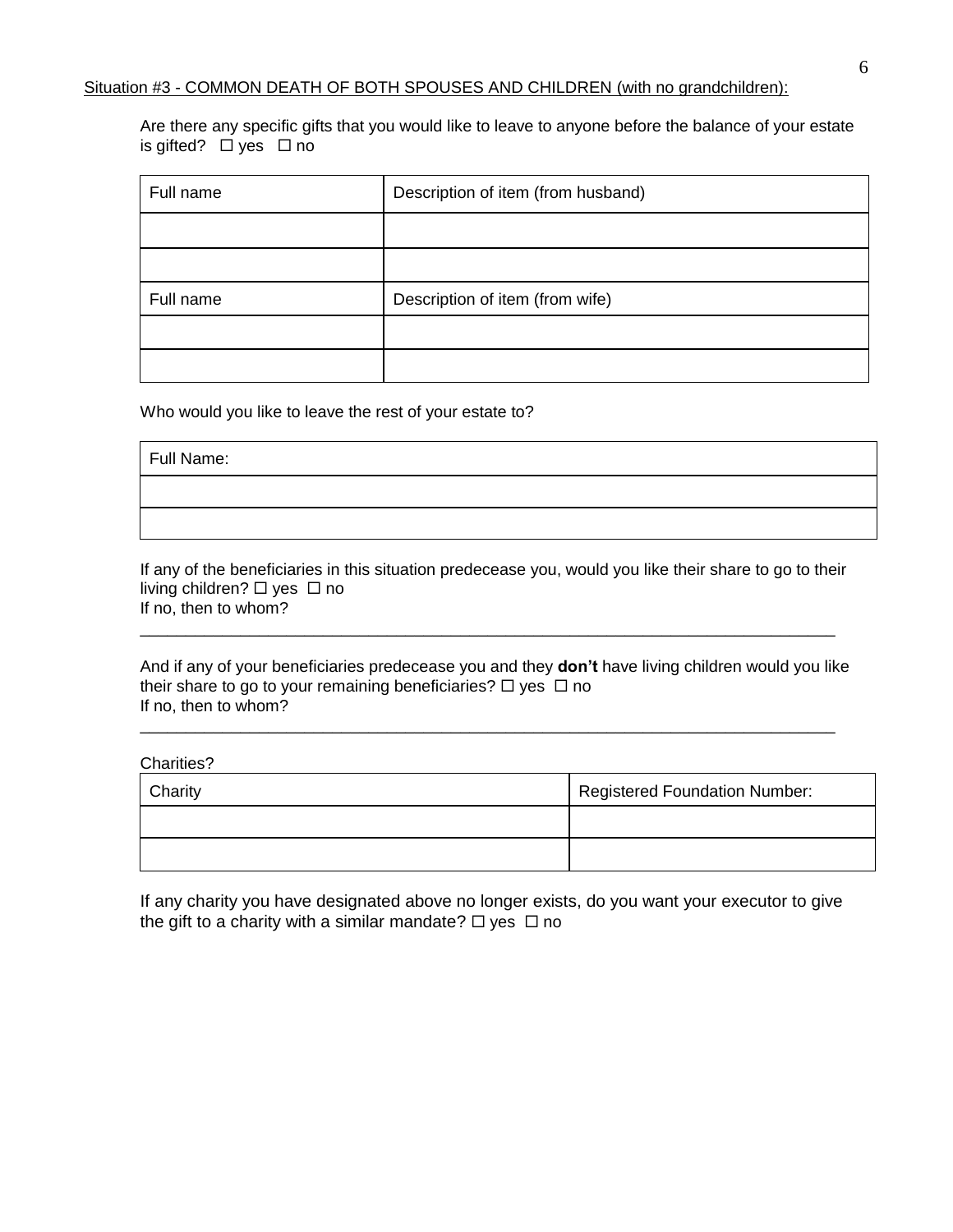Situation #3 - COMMON DEATH OF BOTH SPOUSES AND CHILDREN (with no grandchildren):

Are there any specific gifts that you would like to leave to anyone before the balance of your estate is gifted? ☐ yes ☐ no

| Full name | Description of item (from husband) |
|---|---|
| | |
| | |
| **Full name** | **Description of item (from wife)** |
| | |
| | |

Who would you like to leave the rest of your estate to?

| Full Name: |
|---|
| |
| |

If any of the beneficiaries in this situation predecease you, would you like their share to go to their living children? ☐ yes ☐ no
If no, then to whom?

_______________________________________________________________________________

And if any of your beneficiaries predecease you and they **don't** have living children would you like their share to go to your remaining beneficiaries? ☐ yes ☐ no
If no, then to whom?

_______________________________________________________________________________

Charities?

| Charity | Registered Foundation Number: |
|---|---|
| | |
| | |

If any charity you have designated above no longer exists, do you want your executor to give the gift to a charity with a similar mandate? ☐ yes ☐ no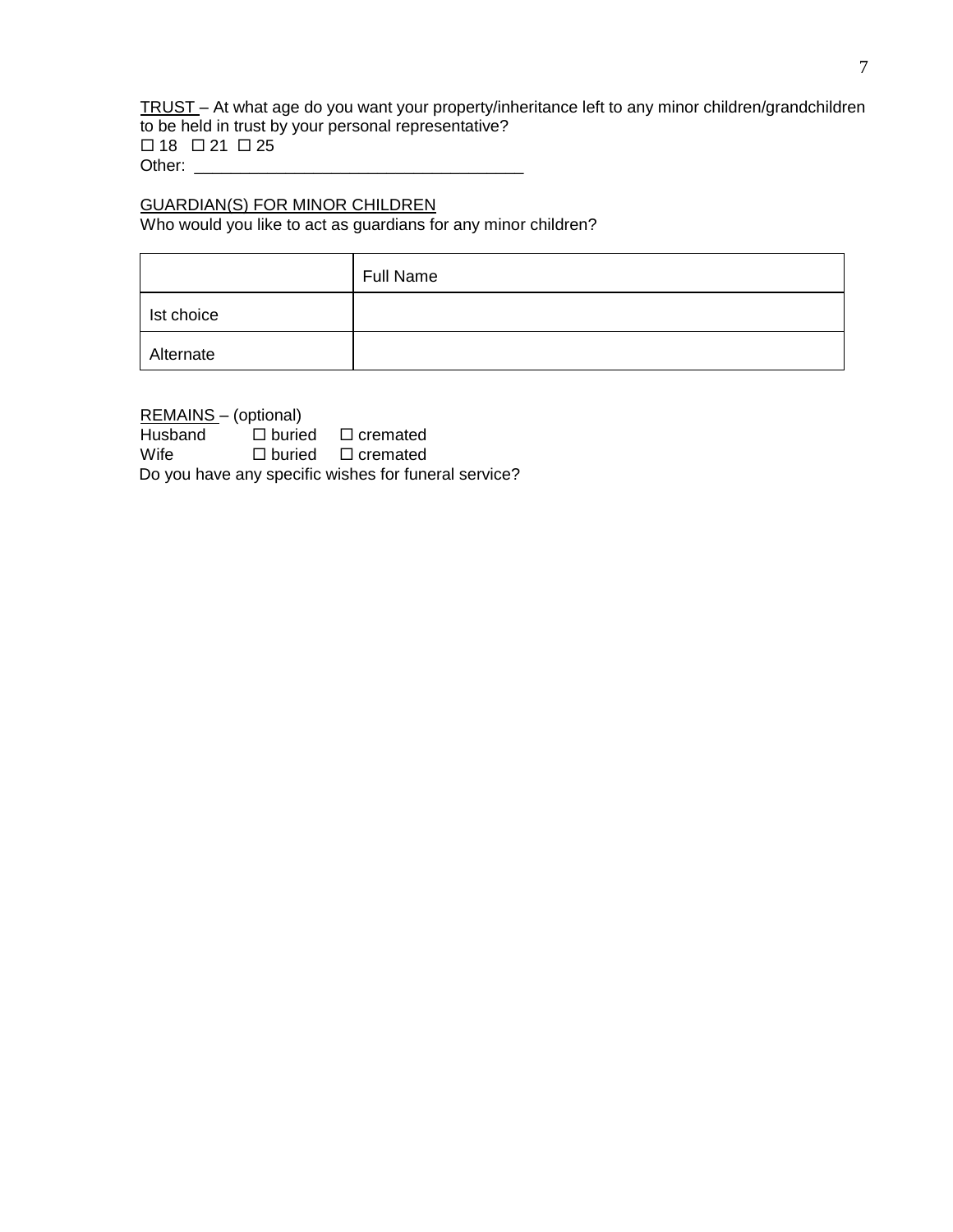<u>TRUST</u> – At what age do you want your property/inheritance left to any minor children/grandchildren to be held in trust by your personal representative?

☐ 18 ☐ 21 ☐ 25

Other: ___________________________________

<u>GUARDIAN(S) FOR MINOR CHILDREN</u>

Who would you like to act as guardians for any minor children?

| | Full Name |
|---|---|
| Ist choice | |
| Alternate | |

<u>REMAINS</u> – (optional)

Husband ☐ buried ☐ cremated

Wife ☐ buried ☐ cremated

Do you have any specific wishes for funeral service?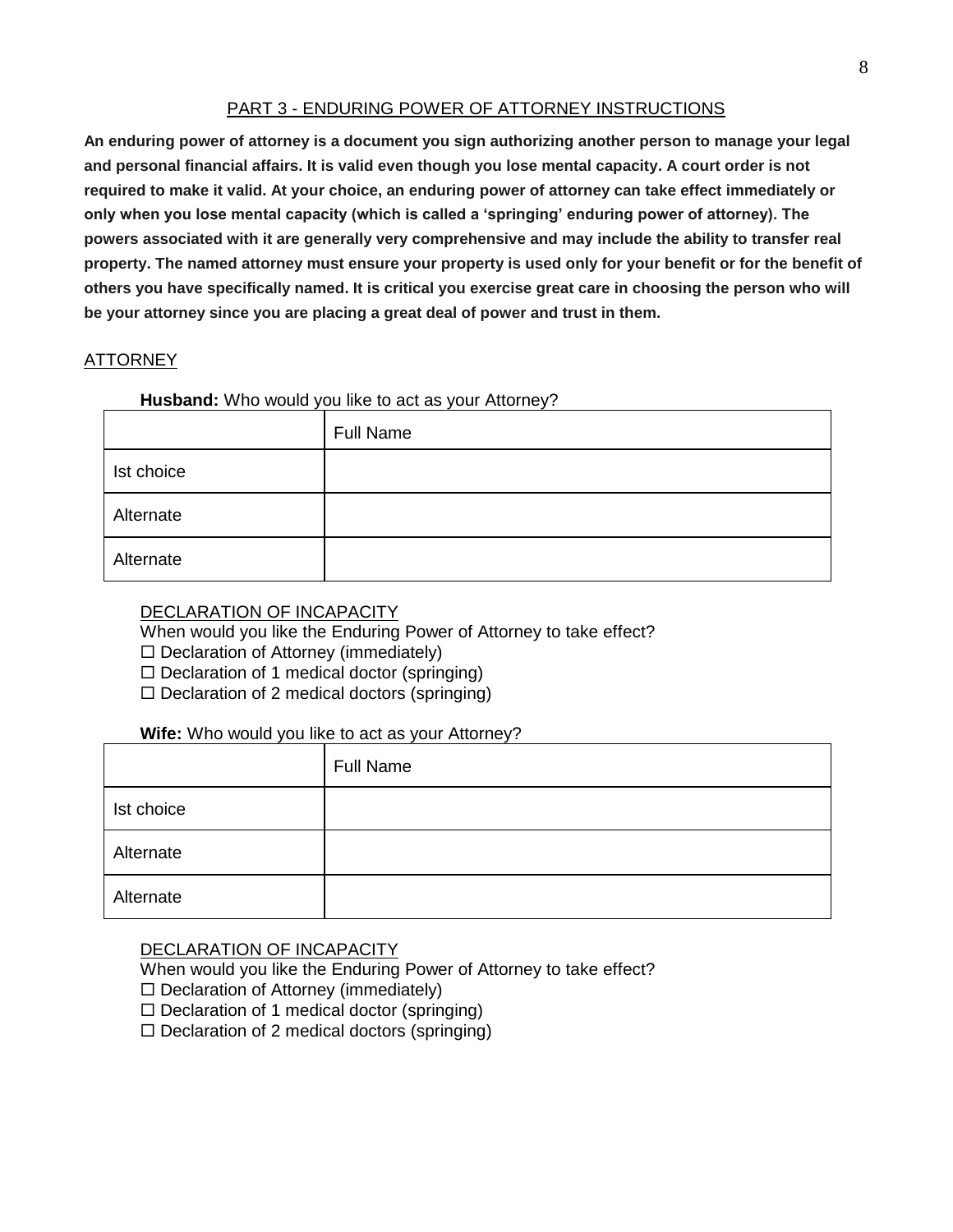## PART 3 - ENDURING POWER OF ATTORNEY INSTRUCTIONS

**An enduring power of attorney is a document you sign authorizing another person to manage your legal and personal financial affairs. It is valid even though you lose mental capacity. A court order is not required to make it valid. At your choice, an enduring power of attorney can take effect immediately or only when you lose mental capacity (which is called a 'springing' enduring power of attorney). The powers associated with it are generally very comprehensive and may include the ability to transfer real property. The named attorney must ensure your property is used only for your benefit or for the benefit of others you have specifically named. It is critical you exercise great care in choosing the person who will be your attorney since you are placing a great deal of power and trust in them.**

### ATTORNEY

**Husband:** Who would you like to act as your Attorney?

| | Full Name |
|---|---|
| Ist choice | |
| Alternate | |
| Alternate | |

DECLARATION OF INCAPACITY

When would you like the Enduring Power of Attorney to take effect?

☐ Declaration of Attorney (immediately)

☐ Declaration of 1 medical doctor (springing)

☐ Declaration of 2 medical doctors (springing)

**Wife:** Who would you like to act as your Attorney?

| | Full Name |
|---|---|
| Ist choice | |
| Alternate | |
| Alternate | |

DECLARATION OF INCAPACITY

When would you like the Enduring Power of Attorney to take effect?

☐ Declaration of Attorney (immediately)

☐ Declaration of 1 medical doctor (springing)

☐ Declaration of 2 medical doctors (springing)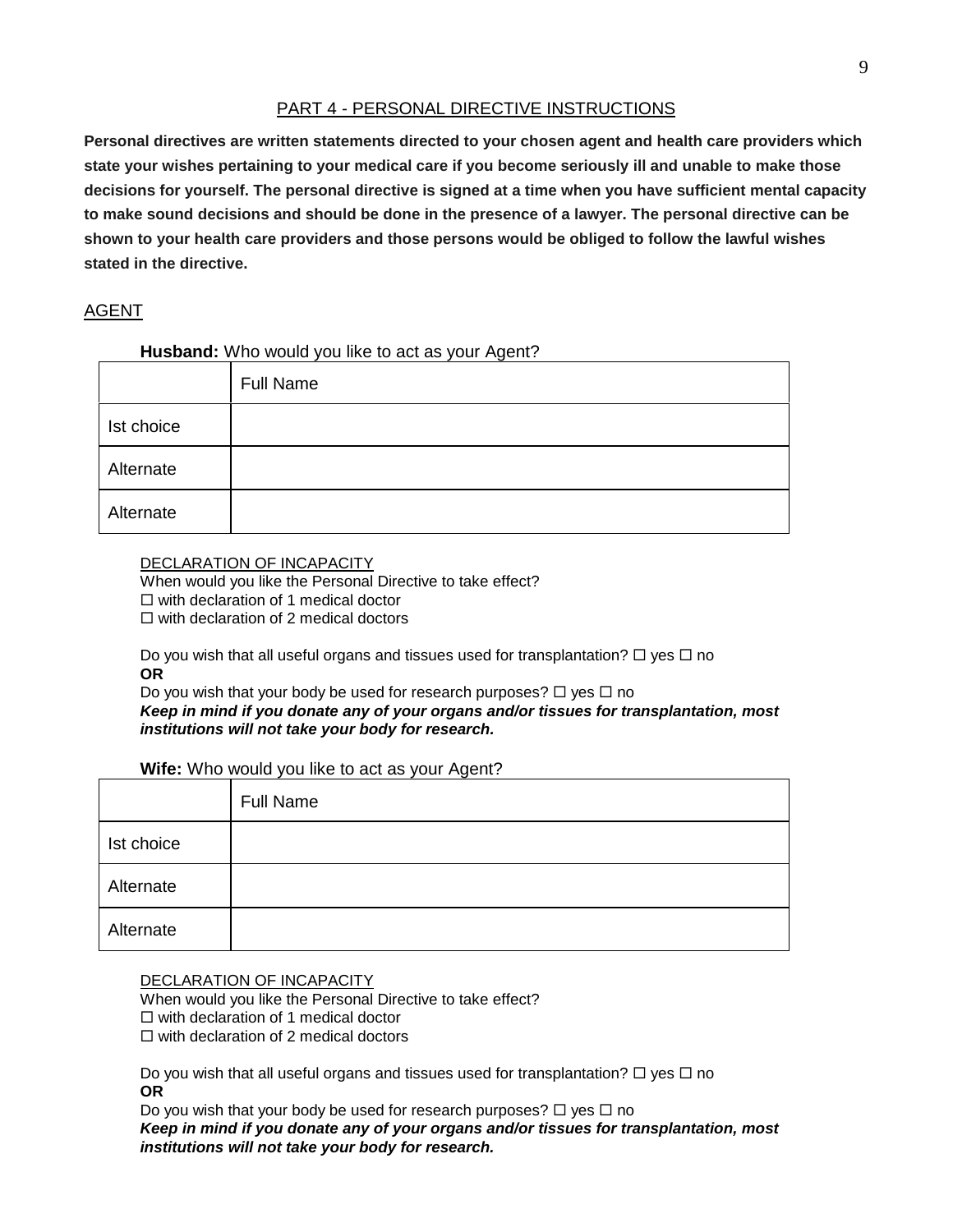## PART 4 - PERSONAL DIRECTIVE INSTRUCTIONS

**Personal directives are written statements directed to your chosen agent and health care providers which state your wishes pertaining to your medical care if you become seriously ill and unable to make those decisions for yourself. The personal directive is signed at a time when you have sufficient mental capacity to make sound decisions and should be done in the presence of a lawyer. The personal directive can be shown to your health care providers and those persons would be obliged to follow the lawful wishes stated in the directive.**

### AGENT

**Husband:** Who would you like to act as your Agent?

| | Full Name |
|---|---|
| Ist choice | |
| Alternate | |
| Alternate | |

DECLARATION OF INCAPACITY

When would you like the Personal Directive to take effect?

☐ with declaration of 1 medical doctor

☐ with declaration of 2 medical doctors

Do you wish that all useful organs and tissues used for transplantation? ☐ yes ☐ no

**OR**

Do you wish that your body be used for research purposes? ☐ yes ☐ no

***Keep in mind if you donate any of your organs and/or tissues for transplantation, most institutions will not take your body for research.***

**Wife:** Who would you like to act as your Agent?

| | Full Name |
|---|---|
| Ist choice | |
| Alternate | |
| Alternate | |

DECLARATION OF INCAPACITY

When would you like the Personal Directive to take effect?

☐ with declaration of 1 medical doctor

☐ with declaration of 2 medical doctors

Do you wish that all useful organs and tissues used for transplantation? ☐ yes ☐ no

**OR**

Do you wish that your body be used for research purposes? ☐ yes ☐ no

***Keep in mind if you donate any of your organs and/or tissues for transplantation, most institutions will not take your body for research.***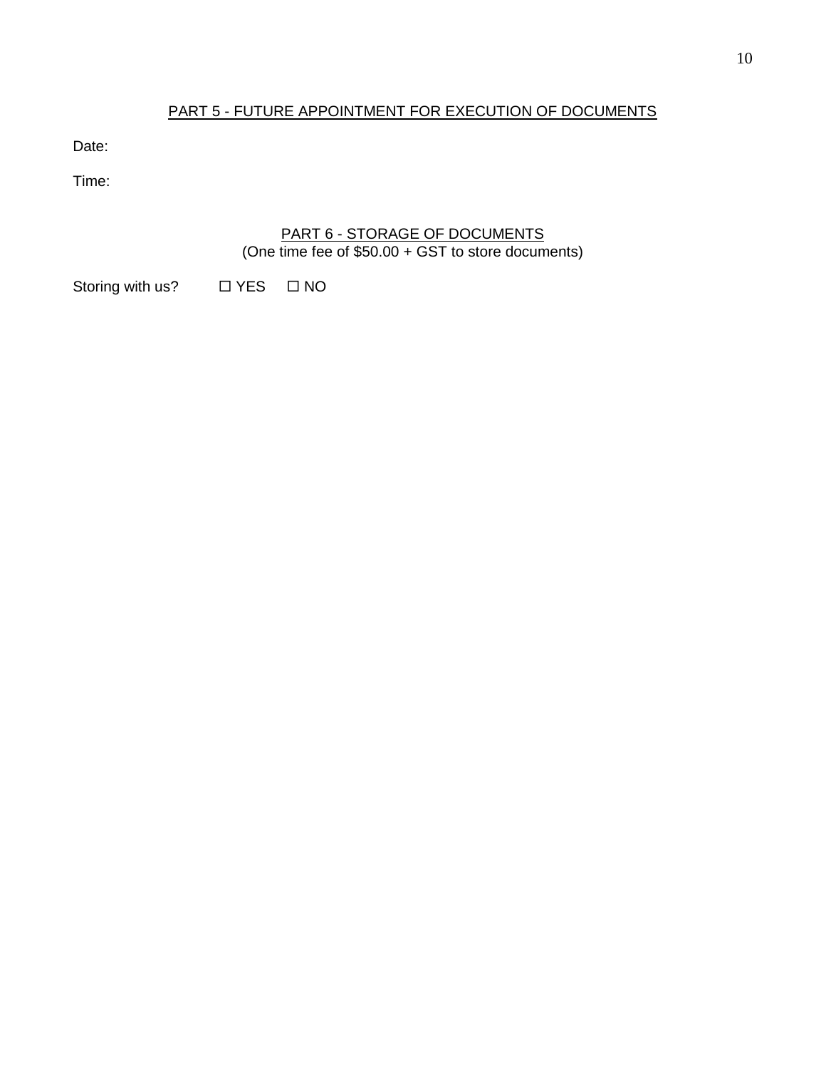## PART 5 - FUTURE APPOINTMENT FOR EXECUTION OF DOCUMENTS

Date:

Time:

## PART 6 - STORAGE OF DOCUMENTS

(One time fee of $50.00 + GST to store documents)

Storing with us? ☐ YES ☐ NO